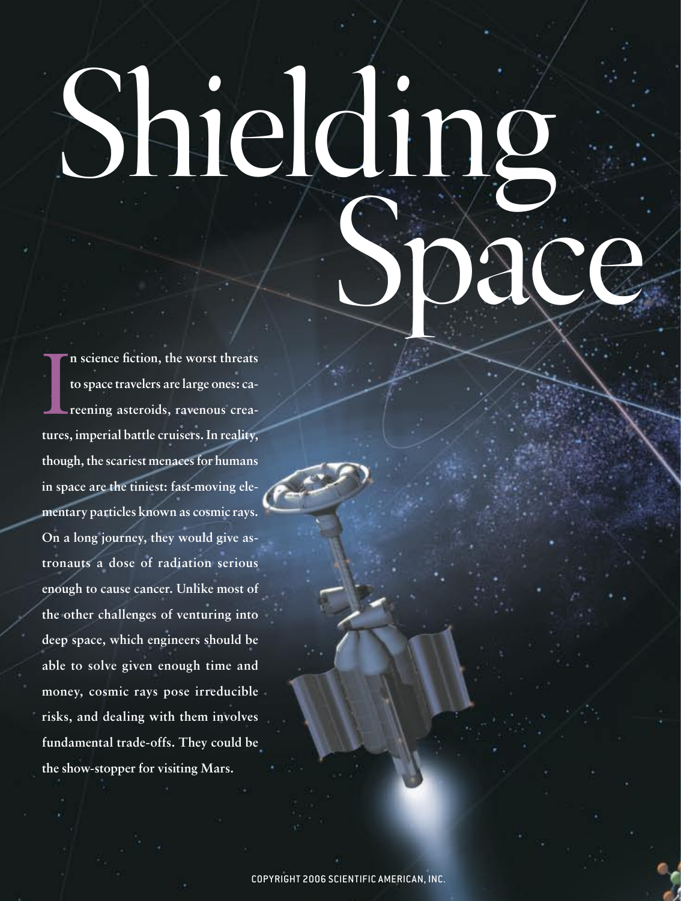# Shielding Space

**In science fiction, the worst threats to space travelers are large ones: careening asteroids, ravenous creatures, imperial battle cruisers. In reality, though, the scariest menaces for humans in space are the tiniest: fast-moving elementary particles known as cosmic rays. On a long journey, they would give astronauts a dose of radiation serious enough to cause cancer. Unlike most of the other challenges of venturing into deep space, which engineers should be able to solve given enough time and money, cosmic rays pose irreducible risks, and dealing with them involves fundamental trade-offs. They could be the show-stopper for visiting Mars.**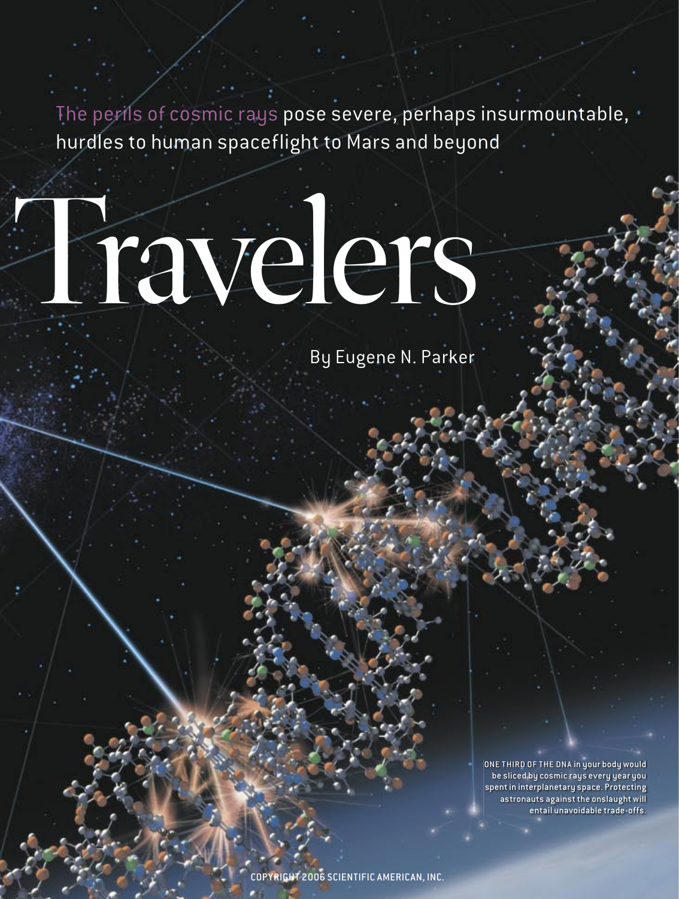The perils of cosmic rays pose severe, perhaps insurmountable, hurdles to human spaceflight to Mars and beyond

# Travelers

By Eugene N. Parker

ONE THIRD OF THE DNA in your body would be sliced by cosmic rays every year you spent in interplanetary space. Protecting astronauts against the onslaught will entail unavoidable trade-offs.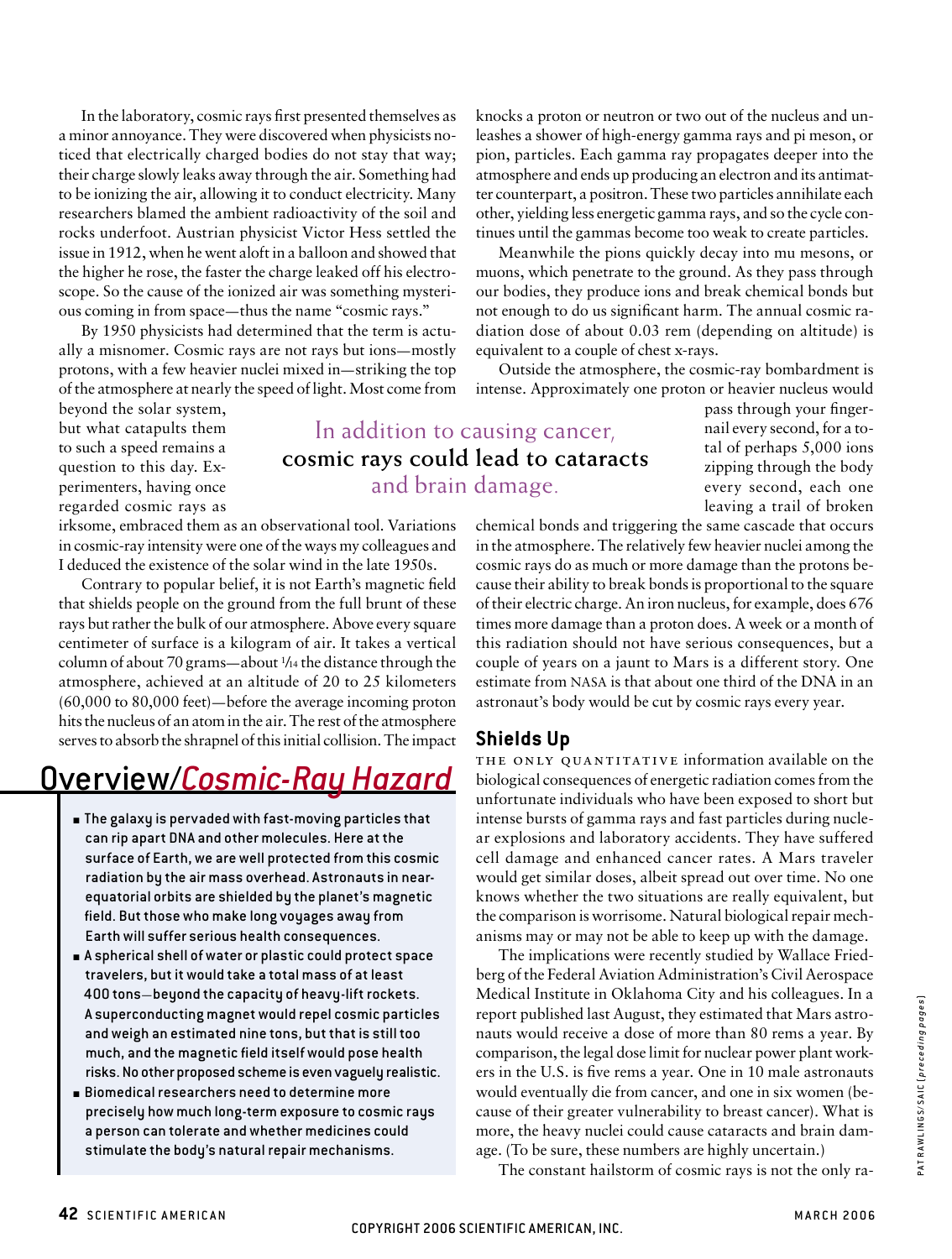In the laboratory, cosmic rays first presented themselves as a minor annoyance. They were discovered when physicists noticed that electrically charged bodies do not stay that way; their charge slowly leaks away through the air. Something had to be ionizing the air, allowing it to conduct electricity. Many researchers blamed the ambient radioactivity of the soil and rocks underfoot. Austrian physicist Victor Hess settled the issue in 1912, when he went aloft in a balloon and showed that the higher he rose, the faster the charge leaked off his electroscope. So the cause of the ionized air was something mysterious coming in from space—thus the name "cosmic rays."

By 1950 physicists had determined that the term is actually a misnomer. Cosmic rays are not rays but ions—mostly protons, with a few heavier nuclei mixed in—striking the top of the atmosphere at nearly the speed of light. Most come from beyond the solar system, but what catapults them to such a speed remains a question to this day. Experimenters, having once regarded cosmic rays as irksome, embraced them as an observational tool. Variations in cosmic-ray intensity were one of the ways my colleagues and I deduced the existence of the solar wind in the late 1950s.

Contrary to popular belief, it is not Earth's magnetic field that shields people on the ground from the full brunt of these rays but rather the bulk of our atmosphere. Above every square centimeter of surface is a kilogram of air. It takes a vertical column of about 70 grams—about 1/14 the distance through the atmosphere, achieved at an altitude of 20 to 25 kilometers (60,000 to 80,000 feet)—before the average incoming proton hits the nucleus of an atom in the air. The rest of the atmosphere serves to absorb the shrapnel of this initial collision. The impact knocks a proton or neutron or two out of the nucleus and unleashes a shower of high-energy gamma rays and pi meson, or pion, particles. Each gamma ray propagates deeper into the atmosphere and ends up producing an electron and its antimatter counterpart, a positron. These two particles annihilate each other, yielding less energetic gamma rays, and so the cycle continues until the gammas become too weak to create particles.

Meanwhile the pions quickly decay into mu mesons, or muons, which penetrate to the ground. As they pass through our bodies, they produce ions and break chemical bonds but not enough to do us significant harm. The annual cosmic radiation dose of about 0.03 rem (depending on altitude) is equivalent to a couple of chest x-rays.

Outside the atmosphere, the cosmic-ray bombardment is intense. Approximately one proton or heavier nucleus would pass through your fingernail every second, for a total of perhaps 5,000 ions zipping through the body every second, each one leaving a trail of broken chemical bonds and triggering the same cascade that occurs in the atmosphere. The relatively few heavier nuclei among the cosmic rays do as much or more damage than the protons because their ability to break bonds is proportional to the square of their electric charge. An iron nucleus, for example, does 676 times more damage than a proton does. A week or a month of this radiation should not have serious consequences, but a couple of years on a jaunt to Mars is a different story. One estimate from NASA is that about one third of the DNA in an astronaut's body would be cut by cosmic rays every year.

> In addition to causing cancer, **cosmic rays could lead to cataracts** and brain damage.

## Overview/*Cosmic-Ray Hazard*

- The galaxy is pervaded with fast-moving particles that can rip apart DNA and other molecules. Here at the surface of Earth, we are well protected from this cosmic radiation by the air mass overhead. Astronauts in near-equatorial orbits are shielded by the planet's magnetic field. But those who make long voyages away from Earth will suffer serious health consequences.
- A spherical shell of water or plastic could protect space travelers, but it would take a total mass of at least 400 tons—beyond the capacity of heavy-lift rockets. A superconducting magnet would repel cosmic particles and weigh an estimated nine tons, but that is still too much, and the magnetic field itself would pose health risks. No other proposed scheme is even vaguely realistic.
- Biomedical researchers need to determine more precisely how much long-term exposure to cosmic rays a person can tolerate and whether medicines could stimulate the body's natural repair mechanisms.

## Shields Up

THE ONLY QUANTITATIVE information available on the biological consequences of energetic radiation comes from the unfortunate individuals who have been exposed to short but intense bursts of gamma rays and fast particles during nuclear explosions and laboratory accidents. They have suffered cell damage and enhanced cancer rates. A Mars traveler would get similar doses, albeit spread out over time. No one knows whether the two situations are really equivalent, but the comparison is worrisome. Natural biological repair mechanisms may or may not be able to keep up with the damage.

The implications were recently studied by Wallace Friedberg of the Federal Aviation Administration's Civil Aerospace Medical Institute in Oklahoma City and his colleagues. In a report published last August, they estimated that Mars astronauts would receive a dose of more than 80 rems a year. By comparison, the legal dose limit for nuclear power plant workers in the U.S. is five rems a year. One in 10 male astronauts would eventually die from cancer, and one in six women (because of their greater vulnerability to breast cancer). What is more, the heavy nuclei could cause cataracts and brain damage. (To be sure, these numbers are highly uncertain.)

The constant hailstorm of cosmic rays is not the only ra-

PAT RAWLINGS/SAIC (*preceding pages*)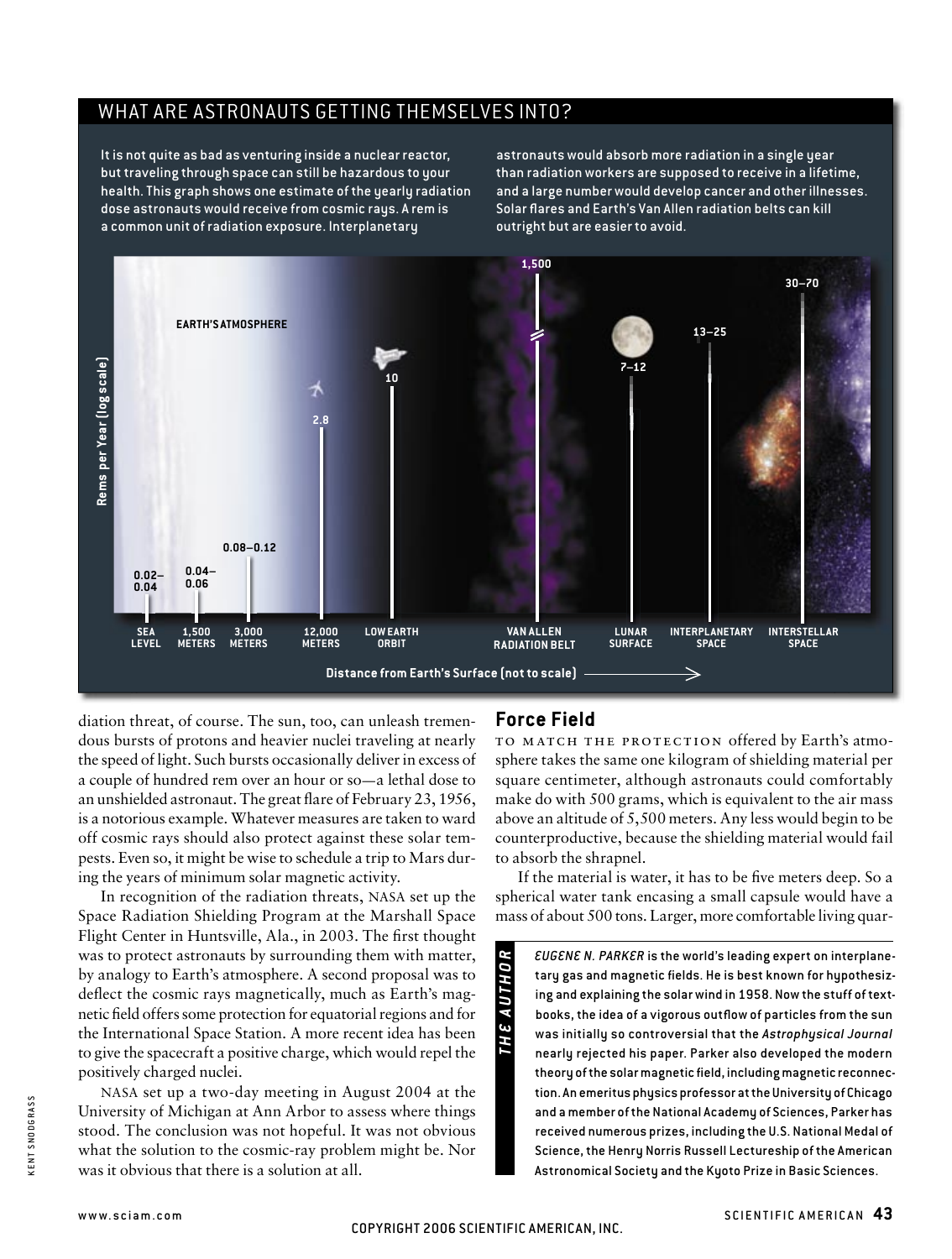## WHAT ARE ASTRONAUTS GETTING THEMSELVES INTO?

It is not quite as bad as venturing inside a nuclear reactor, but traveling through space can still be hazardous to your health. This graph shows one estimate of the yearly radiation dose astronauts would receive from cosmic rays. A rem is a common unit of radiation exposure. Interplanetary astronauts would absorb more radiation in a single year than radiation workers are supposed to receive in a lifetime, and a large number would develop cancer and other illnesses. Solar flares and Earth's Van Allen radiation belts can kill outright but are easier to avoid.

| Location | Rems per Year (log scale) |
| --- | --- |
| Sea level | 0.02–0.04 |
| 1,500 meters | 0.04–0.06 |
| 3,000 meters | 0.08–0.12 |
| 12,000 meters | 2.8 |
| Low Earth orbit | 10 |
| Van Allen radiation belt | 1,500 |
| Lunar surface | 7–12 |
| Interplanetary space | 13–25 |
| Interstellar space | 30–70 |

Distance from Earth's Surface (not to scale) →

diation threat, of course. The sun, too, can unleash tremendous bursts of protons and heavier nuclei traveling at nearly the speed of light. Such bursts occasionally deliver in excess of a couple of hundred rem over an hour or so—a lethal dose to an unshielded astronaut. The great flare of February 23, 1956, is a notorious example. Whatever measures are taken to ward off cosmic rays should also protect against these solar tempests. Even so, it might be wise to schedule a trip to Mars during the years of minimum solar magnetic activity.

In recognition of the radiation threats, NASA set up the Space Radiation Shielding Program at the Marshall Space Flight Center in Huntsville, Ala., in 2003. The first thought was to protect astronauts by surrounding them with matter, by analogy to Earth's atmosphere. A second proposal was to deflect the cosmic rays magnetically, much as Earth's magnetic field offers some protection for equatorial regions and for the International Space Station. A more recent idea has been to give the spacecraft a positive charge, which would repel the positively charged nuclei.

NASA set up a two-day meeting in August 2004 at the University of Michigan at Ann Arbor to assess where things stood. The conclusion was not hopeful. It was not obvious what the solution to the cosmic-ray problem might be. Nor was it obvious that there is a solution at all.

## Force Field

To match the protection offered by Earth's atmosphere takes the same one kilogram of shielding material per square centimeter, although astronauts could comfortably make do with 500 grams, which is equivalent to the air mass above an altitude of 5,500 meters. Any less would begin to be counterproductive, because the shielding material would fail to absorb the shrapnel.

If the material is water, it has to be five meters deep. So a spherical water tank encasing a small capsule would have a mass of about 500 tons. Larger, more comfortable living quar-

**THE AUTHOR**

*EUGENE N. PARKER* is the world's leading expert on interplanetary gas and magnetic fields. He is best known for hypothesizing and explaining the solar wind in 1958. Now the stuff of textbooks, the idea of a vigorous outflow of particles from the sun was initially so controversial that the *Astrophysical Journal* nearly rejected his paper. Parker also developed the modern theory of the solar magnetic field, including magnetic reconnection. An emeritus physics professor at the University of Chicago and a member of the National Academy of Sciences, Parker has received numerous prizes, including the U.S. National Medal of Science, the Henry Norris Russell Lectureship of the American Astronomical Society and the Kyoto Prize in Basic Sciences.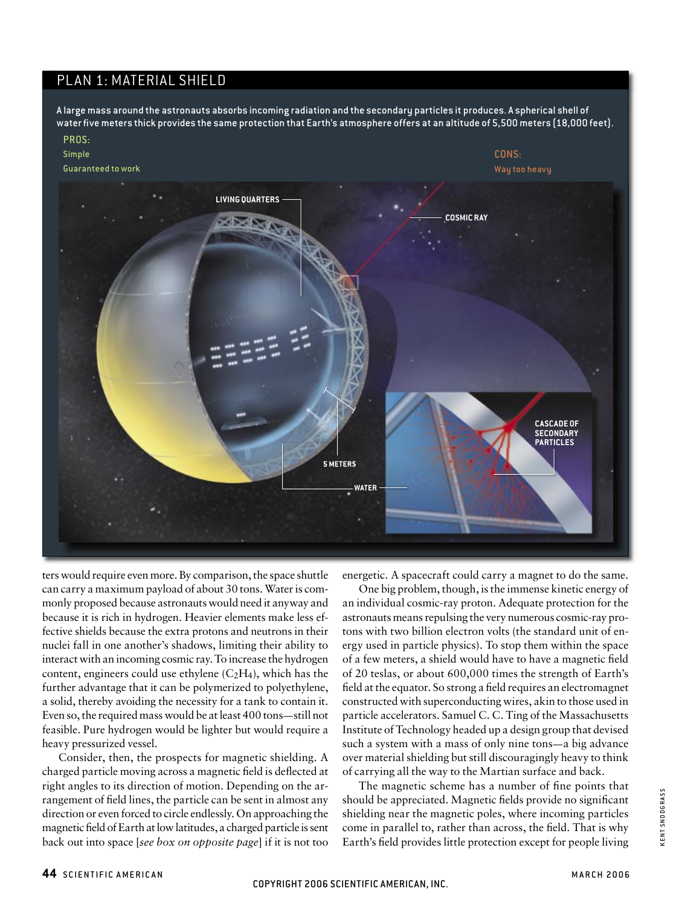## PLAN 1: MATERIAL SHIELD

A large mass around the astronauts absorbs incoming radiation and the secondary particles it produces. A spherical shell of water five meters thick provides the same protection that Earth's atmosphere offers at an altitude of 5,500 meters (18,000 feet).

PROS:
Simple
Guaranteed to work

CONS:
Way too heavy

LIVING QUARTERS

COSMIC RAY

CASCADE OF SECONDARY PARTICLES

5 METERS

WATER

ters would require even more. By comparison, the space shuttle can carry a maximum payload of about 30 tons. Water is commonly proposed because astronauts would need it anyway and because it is rich in hydrogen. Heavier elements make less effective shields because the extra protons and neutrons in their nuclei fall in one another's shadows, limiting their ability to interact with an incoming cosmic ray. To increase the hydrogen content, engineers could use ethylene ($C_2H_4$), which has the further advantage that it can be polymerized to polyethylene, a solid, thereby avoiding the necessity for a tank to contain it. Even so, the required mass would be at least 400 tons—still not feasible. Pure hydrogen would be lighter but would require a heavy pressurized vessel.

Consider, then, the prospects for magnetic shielding. A charged particle moving across a magnetic field is deflected at right angles to its direction of motion. Depending on the arrangement of field lines, the particle can be sent in almost any direction or even forced to circle endlessly. On approaching the magnetic field of Earth at low latitudes, a charged particle is sent back out into space [*see box on opposite page*] if it is not too energetic. A spacecraft could carry a magnet to do the same.

One big problem, though, is the immense kinetic energy of an individual cosmic-ray proton. Adequate protection for the astronauts means repulsing the very numerous cosmic-ray protons with two billion electron volts (the standard unit of energy used in particle physics). To stop them within the space of a few meters, a shield would have to have a magnetic field of 20 teslas, or about 600,000 times the strength of Earth's field at the equator. So strong a field requires an electromagnet constructed with superconducting wires, akin to those used in particle accelerators. Samuel C. C. Ting of the Massachusetts Institute of Technology headed up a design group that devised such a system with a mass of only nine tons—a big advance over material shielding but still discouragingly heavy to think of carrying all the way to the Martian surface and back.

The magnetic scheme has a number of fine points that should be appreciated. Magnetic fields provide no significant shielding near the magnetic poles, where incoming particles come in parallel to, rather than across, the field. That is why Earth's field provides little protection except for people living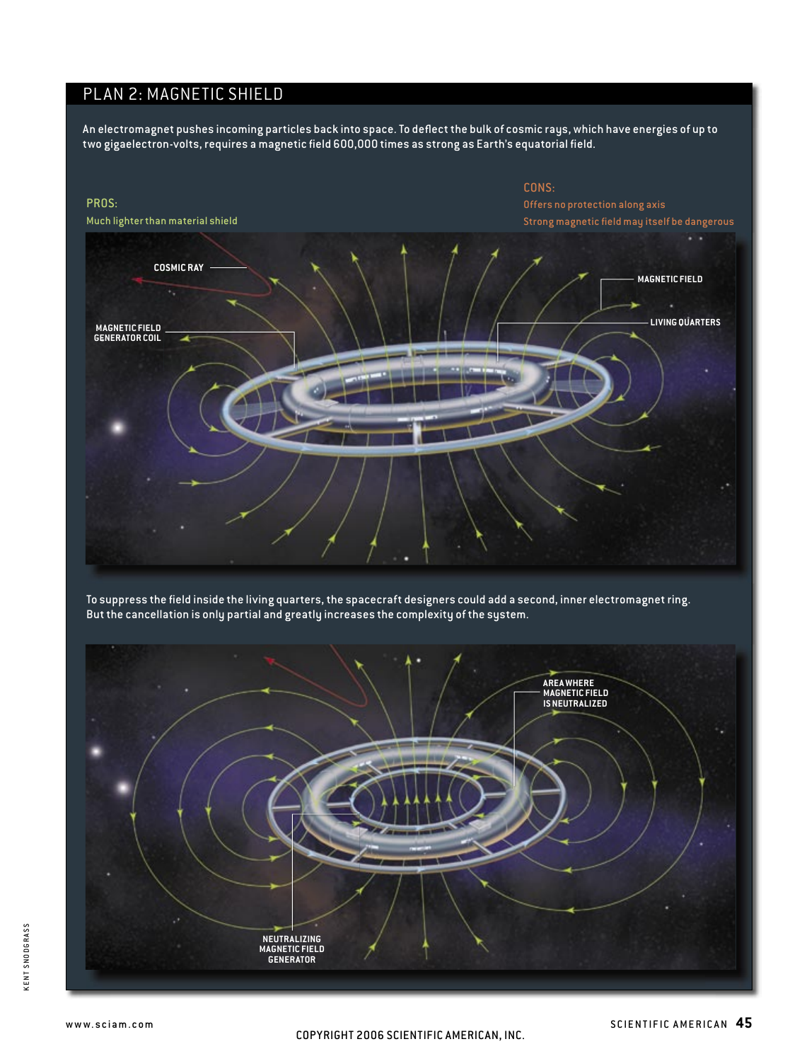## PLAN 2: MAGNETIC SHIELD

An electromagnet pushes incoming particles back into space. To deflect the bulk of cosmic rays, which have energies of up to two gigaelectron-volts, requires a magnetic field 600,000 times as strong as Earth's equatorial field.

**PROS:**

Much lighter than material shield

**CONS:**

Offers no protection along axis

Strong magnetic field may itself be dangerous

COSMIC RAY

MAGNETIC FIELD

LIVING QUARTERS

MAGNETIC FIELD GENERATOR COIL

To suppress the field inside the living quarters, the spacecraft designers could add a second, inner electromagnet ring. But the cancellation is only partial and greatly increases the complexity of the system.

AREA WHERE MAGNETIC FIELD IS NEUTRALIZED

NEUTRALIZING MAGNETIC FIELD GENERATOR

KENT SNODGRASS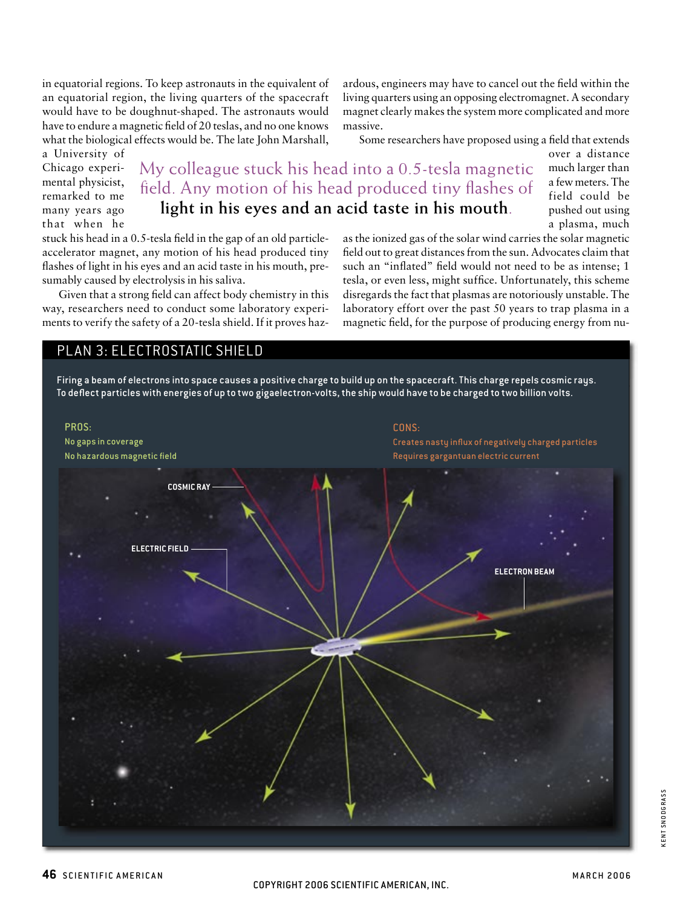in equatorial regions. To keep astronauts in the equivalent of an equatorial region, the living quarters of the spacecraft would have to be doughnut-shaped. The astronauts would have to endure a magnetic field of 20 teslas, and no one knows what the biological effects would be. The late John Marshall, a University of Chicago experimental physicist, remarked to me many years ago that when he stuck his head in a 0.5-tesla field in the gap of an old particle-accelerator magnet, any motion of his head produced tiny flashes of light in his eyes and an acid taste in his mouth, presumably caused by electrolysis in his saliva.

> My colleague stuck his head into a 0.5-tesla magnetic field. Any motion of his head produced tiny flashes of **light in his eyes and an acid taste in his mouth.**

Given that a strong field can affect body chemistry in this way, researchers need to conduct some laboratory experiments to verify the safety of a 20-tesla shield. If it proves hazardous, engineers may have to cancel out the field within the living quarters using an opposing electromagnet. A secondary magnet clearly makes the system more complicated and more massive.

Some researchers have proposed using a field that extends over a distance much larger than a few meters. The field could be pushed out using a plasma, much as the ionized gas of the solar wind carries the solar magnetic field out to great distances from the sun. Advocates claim that such an "inflated" field would not need to be as intense; 1 tesla, or even less, might suffice. Unfortunately, this scheme disregards the fact that plasmas are notoriously unstable. The laboratory effort over the past 50 years to trap plasma in a magnetic field, for the purpose of producing energy from nu-

## PLAN 3: ELECTROSTATIC SHIELD

Firing a beam of electrons into space causes a positive charge to build up on the spacecraft. This charge repels cosmic rays. To deflect particles with energies of up to two gigaelectron-volts, the ship would have to be charged to two billion volts.

**PROS:**
- No gaps in coverage
- No hazardous magnetic field

**CONS:**
- Creates nasty influx of negatively charged particles
- Requires gargantuan electric current

COSMIC RAY

ELECTRIC FIELD

ELECTRON BEAM

KENT SNODGRASS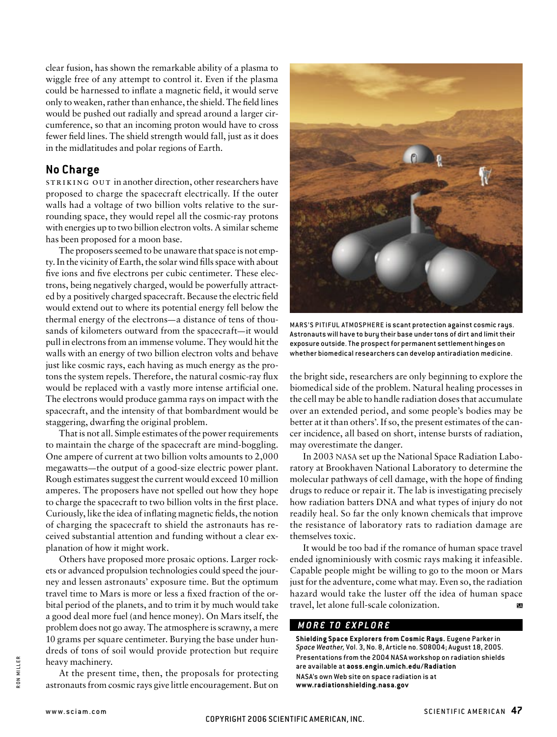clear fusion, has shown the remarkable ability of a plasma to wiggle free of any attempt to control it. Even if the plasma could be harnessed to inflate a magnetic field, it would serve only to weaken, rather than enhance, the shield. The field lines would be pushed out radially and spread around a larger circumference, so that an incoming proton would have to cross fewer field lines. The shield strength would fall, just as it does in the midlatitudes and polar regions of Earth.

## No Charge

STRIKING OUT in another direction, other researchers have proposed to charge the spacecraft electrically. If the outer walls had a voltage of two billion volts relative to the surrounding space, they would repel all the cosmic-ray protons with energies up to two billion electron volts. A similar scheme has been proposed for a moon base.

The proposers seemed to be unaware that space is not empty. In the vicinity of Earth, the solar wind fills space with about five ions and five electrons per cubic centimeter. These electrons, being negatively charged, would be powerfully attracted by a positively charged spacecraft. Because the electric field would extend out to where its potential energy fell below the thermal energy of the electrons—a distance of tens of thousands of kilometers outward from the spacecraft—it would pull in electrons from an immense volume. They would hit the walls with an energy of two billion electron volts and behave just like cosmic rays, each having as much energy as the protons the system repels. Therefore, the natural cosmic-ray flux would be replaced with a vastly more intense artificial one. The electrons would produce gamma rays on impact with the spacecraft, and the intensity of that bombardment would be staggering, dwarfing the original problem.

That is not all. Simple estimates of the power requirements to maintain the charge of the spacecraft are mind-boggling. One ampere of current at two billion volts amounts to 2,000 megawatts—the output of a good-size electric power plant. Rough estimates suggest the current would exceed 10 million amperes. The proposers have not spelled out how they hope to charge the spacecraft to two billion volts in the first place. Curiously, like the idea of inflating magnetic fields, the notion of charging the spacecraft to shield the astronauts has received substantial attention and funding without a clear explanation of how it might work.

Others have proposed more prosaic options. Larger rockets or advanced propulsion technologies could speed the journey and lessen astronauts' exposure time. But the optimum travel time to Mars is more or less a fixed fraction of the orbital period of the planets, and to trim it by much would take a good deal more fuel (and hence money). On Mars itself, the problem does not go away. The atmosphere is scrawny, a mere 10 grams per square centimeter. Burying the base under hundreds of tons of soil would provide protection but require heavy machinery.

At the present time, then, the proposals for protecting astronauts from cosmic rays give little encouragement. But on the bright side, researchers are only beginning to explore the biomedical side of the problem. Natural healing processes in the cell may be able to handle radiation doses that accumulate over an extended period, and some people's bodies may be better at it than others'. If so, the present estimates of the cancer incidence, all based on short, intense bursts of radiation, may overestimate the danger.

In 2003 NASA set up the National Space Radiation Laboratory at Brookhaven National Laboratory to determine the molecular pathways of cell damage, with the hope of finding drugs to reduce or repair it. The lab is investigating precisely how radiation batters DNA and what types of injury do not readily heal. So far the only known chemicals that improve the resistance of laboratory rats to radiation damage are themselves toxic.

It would be too bad if the romance of human space travel ended ignominiously with cosmic rays making it infeasible. Capable people might be willing to go to the moon or Mars just for the adventure, come what may. Even so, the radiation hazard would take the luster off the idea of human space travel, let alone full-scale colonization.

MARS'S PITIFUL ATMOSPHERE is scant protection against cosmic rays. Astronauts will have to bury their base under tons of dirt and limit their exposure outside. The prospect for permanent settlement hinges on whether biomedical researchers can develop antiradiation medicine.

### MORE TO EXPLORE

**Shielding Space Explorers from Cosmic Rays.** Eugene Parker in *Space Weather,* Vol. 3, No. 8, Article no. S08004; August 18, 2005.

Presentations from the 2004 NASA workshop on radiation shields are available at **aoss.engin.umich.edu/Radiation**

NASA's own Web site on space radiation is at **www.radiationshielding.nasa.gov**